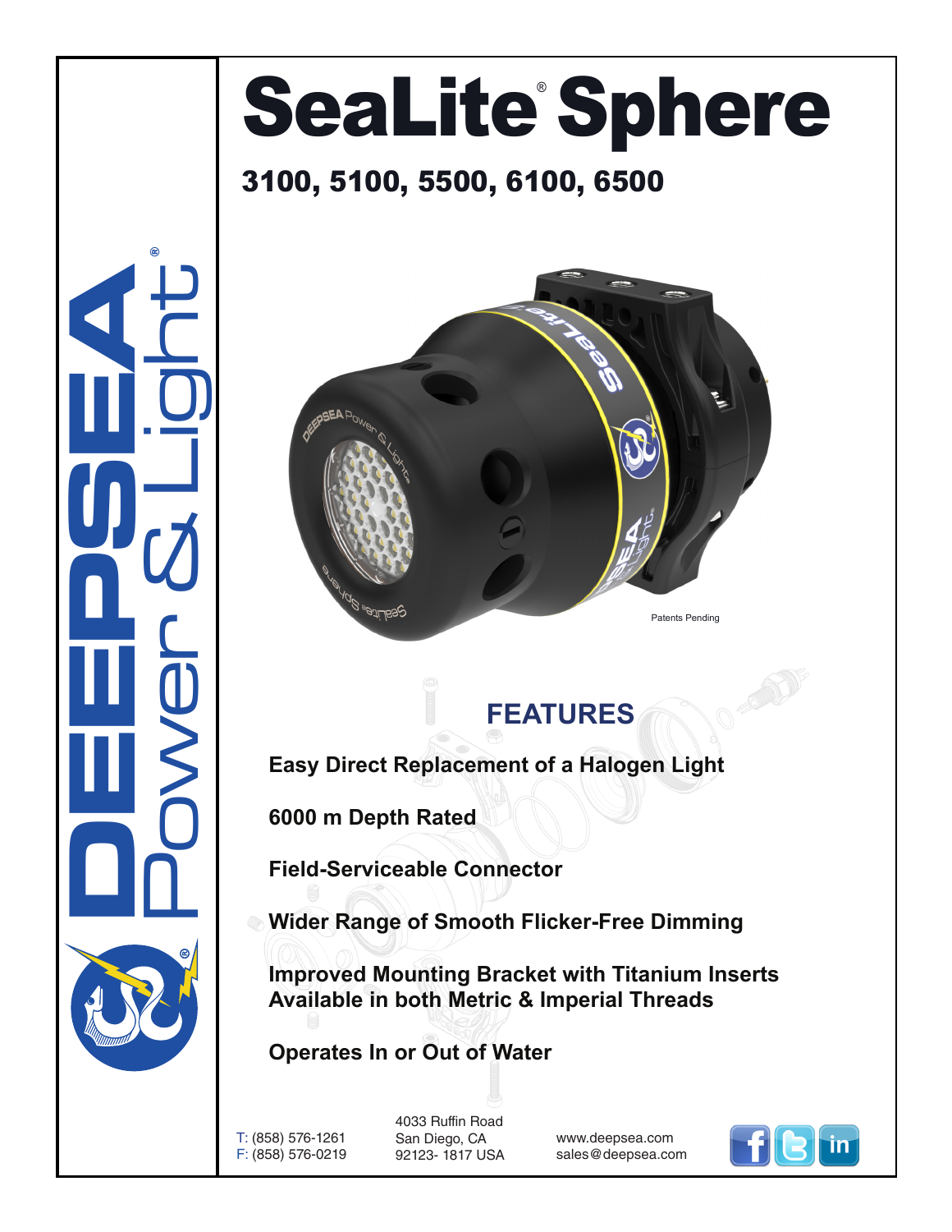# SeaLite® Sphere

## 3100, 5100, 5500, 6100, 6500

Patents Pending

## FEATURES

**Easy Direct Replacement of a Halogen Light**

**6000 m Depth Rated**

**Field-Serviceable Connector**

**Wider Range of Smooth Flicker-Free Dimming**

**Improved Mounting Bracket with Titanium Inserts**
**Available in both Metric & Imperial Threads**

**Operates In or Out of Water**

T: (858) 576-1261
F: (858) 576-0219

4033 Ruffin Road
San Diego, CA
92123- 1817 USA

www.deepsea.com
sales@deepsea.com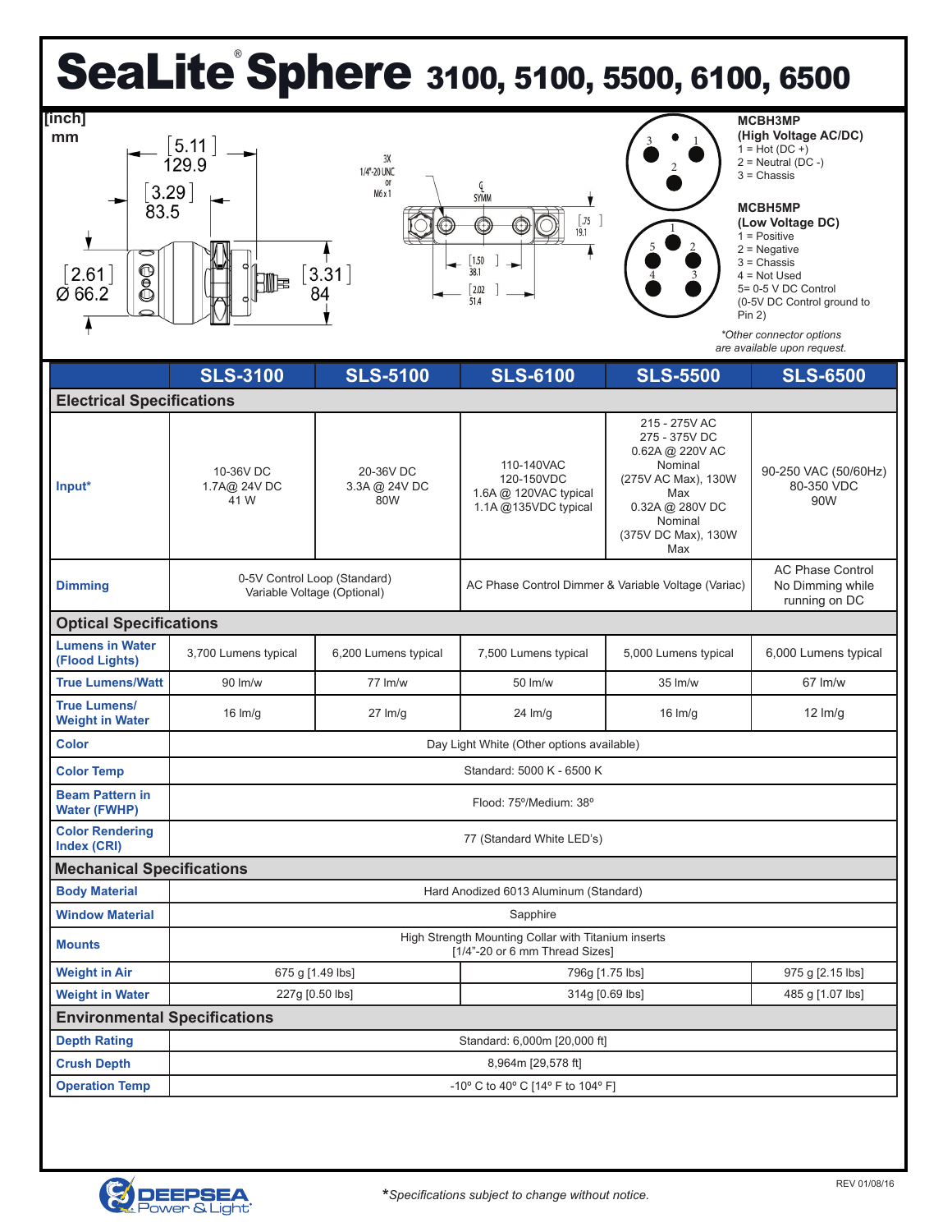# SeaLite® Sphere 3100, 5100, 5500, 6100, 6500

[inch]
mm

[5.11]
129.9

[3.29]
83.5

[2.61]
Ø 66.2

[3.31]
84

3X
1/4"-20 UNC
or
M6 x 1

℄
SYMM

[.75]
19.1

[1.50]
38.1

[2.02]
51.4

**MCBH3MP**
**(High Voltage AC/DC)**
1 = Hot (DC +)
2 = Neutral (DC -)
3 = Chassis

**MCBH5MP**
**(Low Voltage DC)**
1 = Positive
2 = Negative
3 = Chassis
4 = Not Used
5= 0-5 V DC Control
(0-5V DC Control ground to Pin 2)

*\*Other connector options are available upon request.*

| | SLS-3100 | SLS-5100 | SLS-6100 | SLS-5500 | SLS-6500 |
|---|---|---|---|---|---|
| **Electrical Specifications** | | | | | |
| **Input\*** | 10-36V DC<br>1.7A@ 24V DC<br>41 W | 20-36V DC<br>3.3A @ 24V DC<br>80W | 110-140VAC<br>120-150VDC<br>1.6A @ 120VAC typical<br>1.1A @135VDC typical | 215 - 275V AC<br>275 - 375V DC<br>0.62A @ 220V AC Nominal<br>(275V AC Max), 130W Max<br>0.32A @ 280V DC Nominal<br>(375V DC Max), 130W Max | 90-250 VAC (50/60Hz)<br>80-350 VDC<br>90W |
| **Dimming** | 0-5V Control Loop (Standard)<br>Variable Voltage (Optional) | | AC Phase Control Dimmer & Variable Voltage (Variac) | | AC Phase Control<br>No Dimming while running on DC |
| **Optical Specifications** | | | | | |
| **Lumens in Water (Flood Lights)** | 3,700 Lumens typical | 6,200 Lumens typical | 7,500 Lumens typical | 5,000 Lumens typical | 6,000 Lumens typical |
| **True Lumens/Watt** | 90 lm/w | 77 lm/w | 50 lm/w | 35 lm/w | 67 lm/w |
| **True Lumens/ Weight in Water** | 16 lm/g | 27 lm/g | 24 lm/g | 16 lm/g | 12 lm/g |
| **Color** | Day Light White (Other options available) | | | | |
| **Color Temp** | Standard: 5000 K - 6500 K | | | | |
| **Beam Pattern in Water (FWHP)** | Flood: 75º/Medium: 38º | | | | |
| **Color Rendering Index (CRI)** | 77 (Standard White LED's) | | | | |
| **Mechanical Specifications** | | | | | |
| **Body Material** | Hard Anodized 6013 Aluminum (Standard) | | | | |
| **Window Material** | Sapphire | | | | |
| **Mounts** | High Strength Mounting Collar with Titanium inserts<br>[1/4"-20 or 6 mm Thread Sizes] | | | | |
| **Weight in Air** | 675 g [1.49 lbs] | | 796g [1.75 lbs] | | 975 g [2.15 lbs] |
| **Weight in Water** | 227g [0.50 lbs] | | 314g [0.69 lbs] | | 485 g [1.07 lbs] |
| **Environmental Specifications** | | | | | |
| **Depth Rating** | Standard: 6,000m [20,000 ft] | | | | |
| **Crush Depth** | 8,964m [29,578 ft] | | | | |
| **Operation Temp** | -10º C to 40º C [14º F to 104º F] | | | | |

DEEPSEA Power & Light®

*\*Specifications subject to change without notice.*

REV 01/08/16